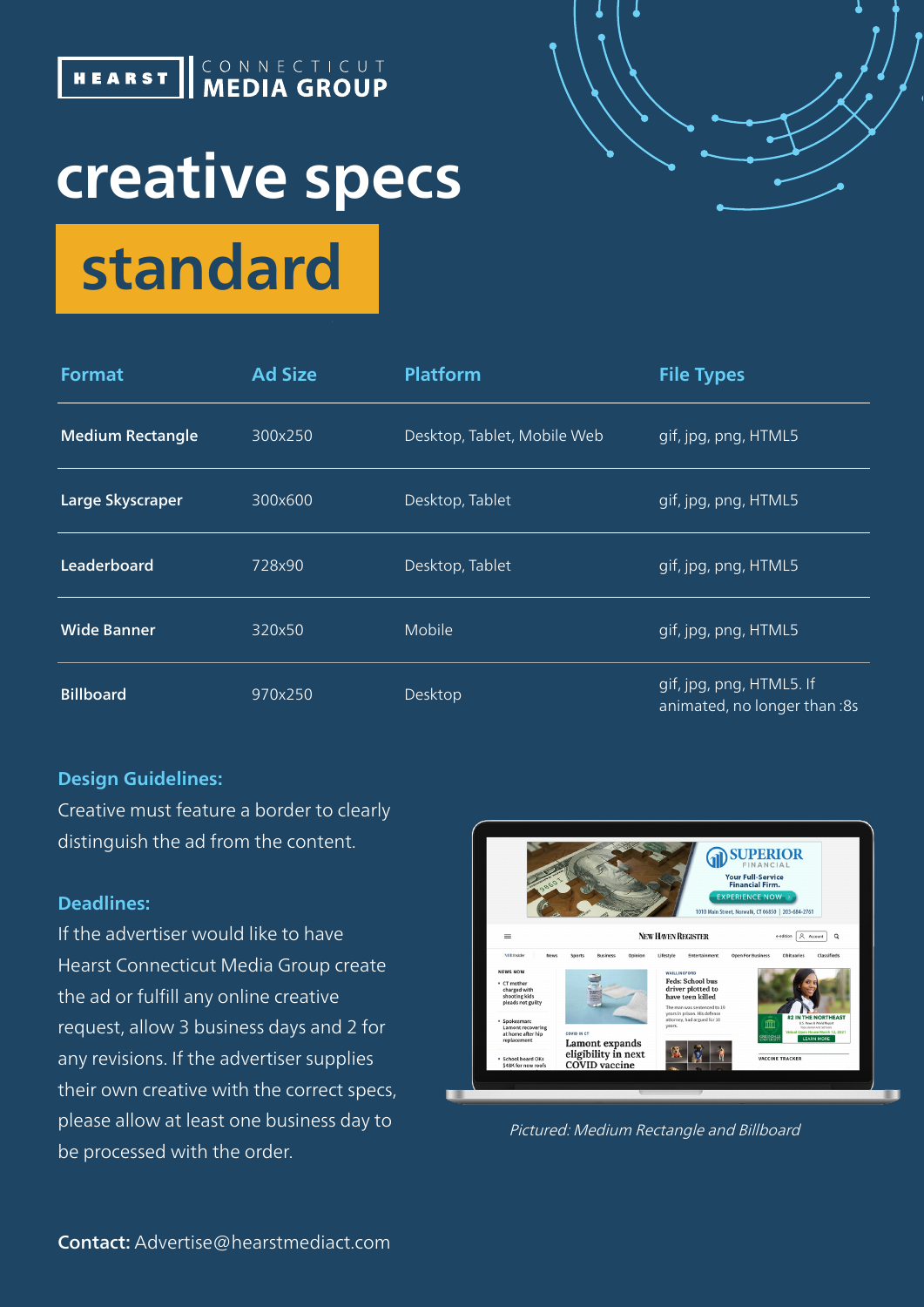HEARST | CONNECTICUT MEDIA GROUP

# creative specs

## standard

| Format | Ad Size | Platform | File Types |
|---|---|---|---|
| **Medium Rectangle** | 300x250 | Desktop, Tablet, Mobile Web | gif, jpg, png, HTML5 |
| **Large Skyscraper** | 300x600 | Desktop, Tablet | gif, jpg, png, HTML5 |
| **Leaderboard** | 728x90 | Desktop, Tablet | gif, jpg, png, HTML5 |
| **Wide Banner** | 320x50 | Mobile | gif, jpg, png, HTML5 |
| **Billboard** | 970x250 | Desktop | gif, jpg, png, HTML5. If animated, no longer than :8s |

### Design Guidelines:

Creative must feature a border to clearly distinguish the ad from the content.

### Deadlines:

If the advertiser would like to have Hearst Connecticut Media Group create the ad or fulfill any online creative request, allow 3 business days and 2 for any revisions. If the advertiser supplies their own creative with the correct specs, please allow at least one business day to be processed with the order.

*Pictured: Medium Rectangle and Billboard*

**Contact:** Advertise@hearstmediact.com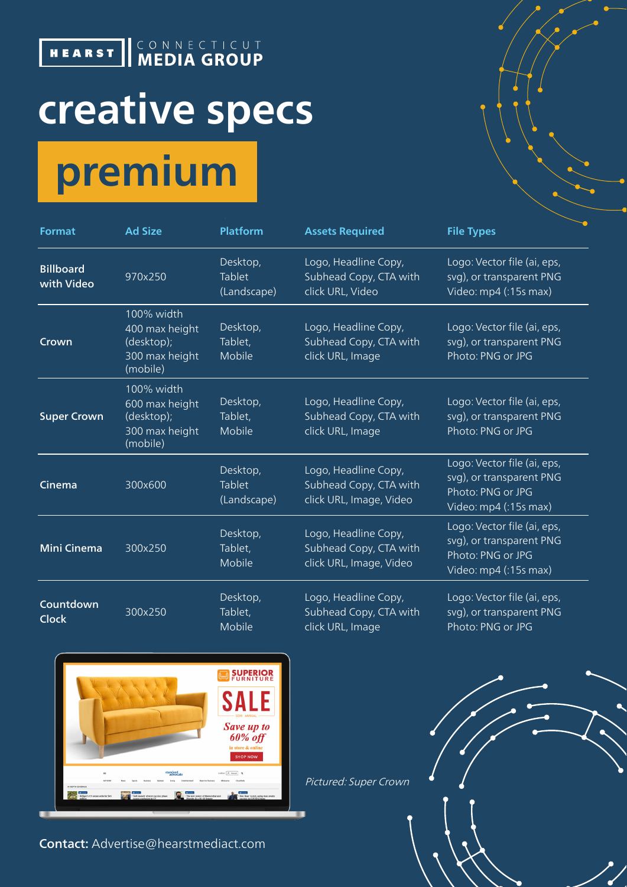HEARST | CONNECTICUT MEDIA GROUP

# creative specs

## premium

| Format | Ad Size | Platform | Assets Required | File Types |
|---|---|---|---|---|
| **Billboard with Video** | 970x250 | Desktop, Tablet (Landscape) | Logo, Headline Copy, Subhead Copy, CTA with click URL, Video | Logo: Vector file (ai, eps, svg), or transparent PNG Video: mp4 (:15s max) |
| **Crown** | 100% width 400 max height (desktop); 300 max height (mobile) | Desktop, Tablet, Mobile | Logo, Headline Copy, Subhead Copy, CTA with click URL, Image | Logo: Vector file (ai, eps, svg), or transparent PNG Photo: PNG or JPG |
| **Super Crown** | 100% width 600 max height (desktop); 300 max height (mobile) | Desktop, Tablet, Mobile | Logo, Headline Copy, Subhead Copy, CTA with click URL, Image | Logo: Vector file (ai, eps, svg), or transparent PNG Photo: PNG or JPG |
| **Cinema** | 300x600 | Desktop, Tablet (Landscape) | Logo, Headline Copy, Subhead Copy, CTA with click URL, Image, Video | Logo: Vector file (ai, eps, svg), or transparent PNG Photo: PNG or JPG Video: mp4 (:15s max) |
| **Mini Cinema** | 300x250 | Desktop, Tablet, Mobile | Logo, Headline Copy, Subhead Copy, CTA with click URL, Image, Video | Logo: Vector file (ai, eps, svg), or transparent PNG Photo: PNG or JPG Video: mp4 (:15s max) |
| **Countdown Clock** | 300x250 | Desktop, Tablet, Mobile | Logo, Headline Copy, Subhead Copy, CTA with click URL, Image | Logo: Vector file (ai, eps, svg), or transparent PNG Photo: PNG or JPG |

*Pictured: Super Crown*

**Contact:** Advertise@hearstmediact.com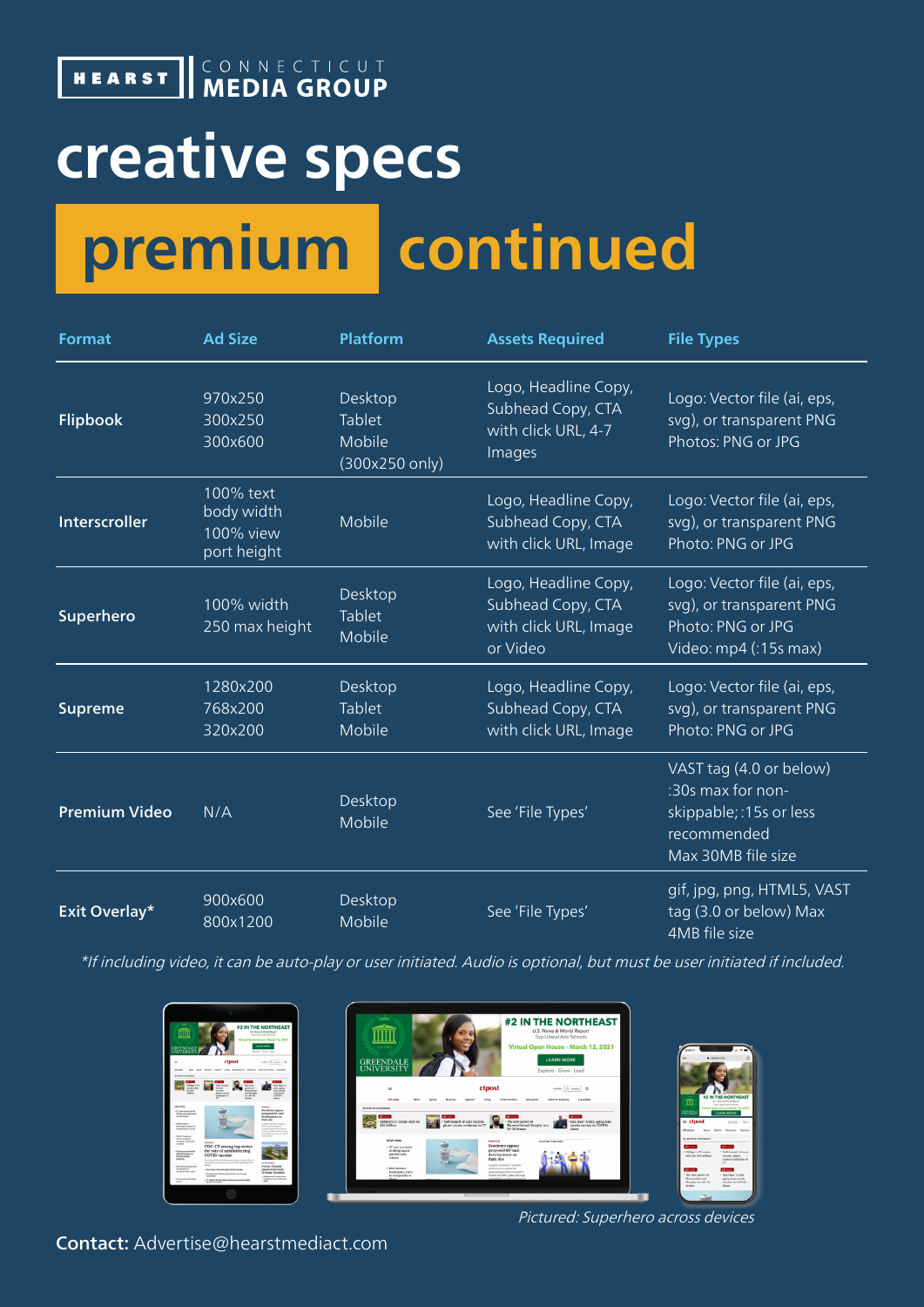HEARST | CONNECTICUT MEDIA GROUP

# creative specs

## premium continued

| Format | Ad Size | Platform | Assets Required | File Types |
|---|---|---|---|---|
| **Flipbook** | 970x250 300x250 300x600 | Desktop Tablet Mobile (300x250 only) | Logo, Headline Copy, Subhead Copy, CTA with click URL, 4-7 Images | Logo: Vector file (ai, eps, svg), or transparent PNG Photos: PNG or JPG |
| **Interscroller** | 100% text body width 100% view port height | Mobile | Logo, Headline Copy, Subhead Copy, CTA with click URL, Image | Logo: Vector file (ai, eps, svg), or transparent PNG Photo: PNG or JPG |
| **Superhero** | 100% width 250 max height | Desktop Tablet Mobile | Logo, Headline Copy, Subhead Copy, CTA with click URL, Image or Video | Logo: Vector file (ai, eps, svg), or transparent PNG Photo: PNG or JPG Video: mp4 (:15s max) |
| **Supreme** | 1280x200 768x200 320x200 | Desktop Tablet Mobile | Logo, Headline Copy, Subhead Copy, CTA with click URL, Image | Logo: Vector file (ai, eps, svg), or transparent PNG Photo: PNG or JPG |
| **Premium Video** | N/A | Desktop Mobile | See 'File Types' | VAST tag (4.0 or below) :30s max for non-skippable; :15s or less recommended Max 30MB file size |
| **Exit Overlay*** | 900x600 800x1200 | Desktop Mobile | See 'File Types' | gif, jpg, png, HTML5, VAST tag (3.0 or below) Max 4MB file size |

*\*If including video, it can be auto-play or user initiated. Audio is optional, but must be user initiated if included.*

*Pictured: Superhero across devices*

**Contact:** Advertise@hearstmediact.com